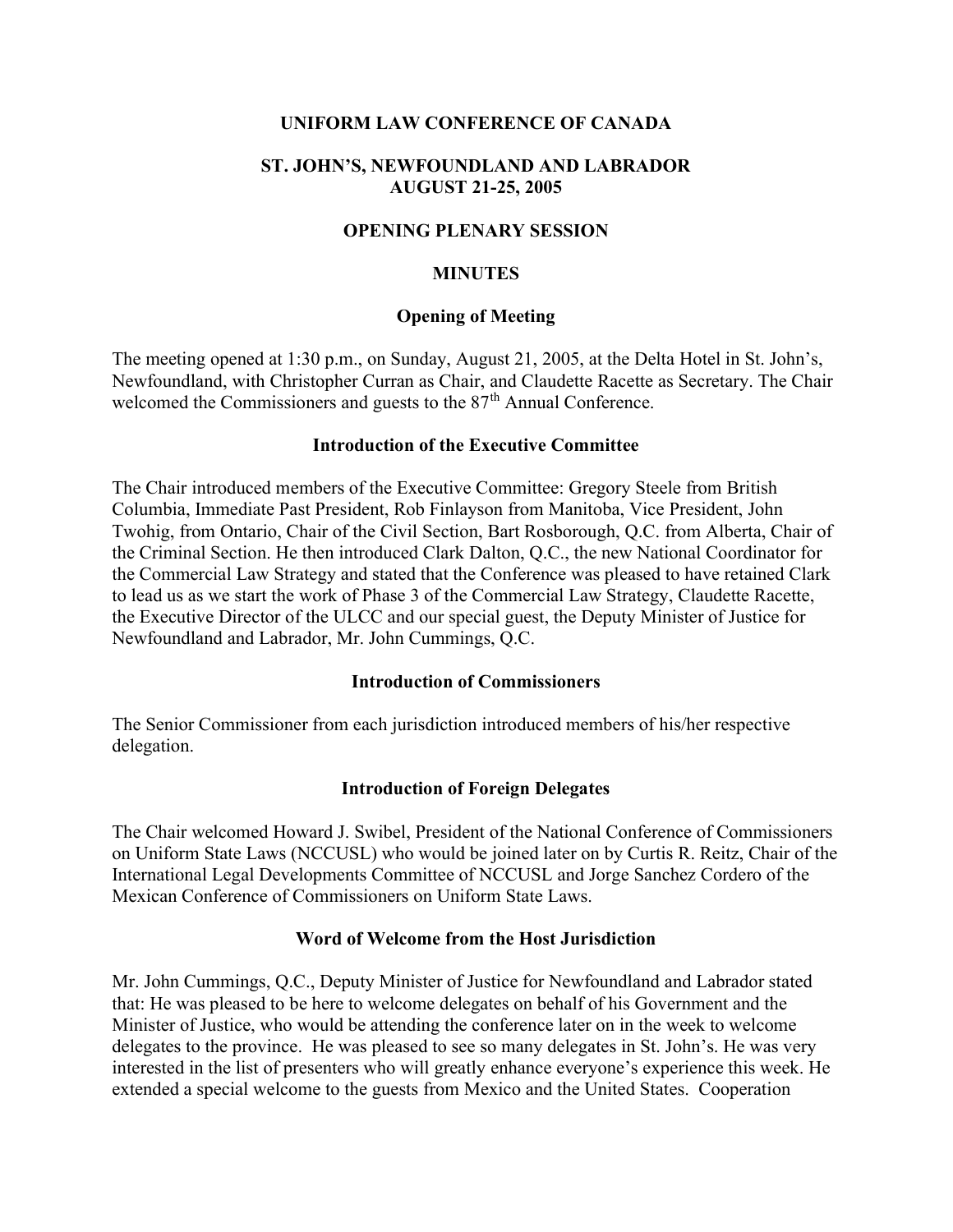# UNIFORM LAW CONFERENCE OF CANADA

## ST. JOHN'S, NEWFOUNDLAND AND LABRADOR
## AUGUST 21-25, 2005

## OPENING PLENARY SESSION

## MINUTES

### Opening of Meeting

The meeting opened at 1:30 p.m., on Sunday, August 21, 2005, at the Delta Hotel in St. John's, Newfoundland, with Christopher Curran as Chair, and Claudette Racette as Secretary. The Chair welcomed the Commissioners and guests to the 87th Annual Conference.

### Introduction of the Executive Committee

The Chair introduced members of the Executive Committee: Gregory Steele from British Columbia, Immediate Past President, Rob Finlayson from Manitoba, Vice President, John Twohig, from Ontario, Chair of the Civil Section, Bart Rosborough, Q.C. from Alberta, Chair of the Criminal Section. He then introduced Clark Dalton, Q.C., the new National Coordinator for the Commercial Law Strategy and stated that the Conference was pleased to have retained Clark to lead us as we start the work of Phase 3 of the Commercial Law Strategy, Claudette Racette, the Executive Director of the ULCC and our special guest, the Deputy Minister of Justice for Newfoundland and Labrador, Mr. John Cummings, Q.C.

### Introduction of Commissioners

The Senior Commissioner from each jurisdiction introduced members of his/her respective delegation.

### Introduction of Foreign Delegates

The Chair welcomed Howard J. Swibel, President of the National Conference of Commissioners on Uniform State Laws (NCCUSL) who would be joined later on by Curtis R. Reitz, Chair of the International Legal Developments Committee of NCCUSL and Jorge Sanchez Cordero of the Mexican Conference of Commissioners on Uniform State Laws.

### Word of Welcome from the Host Jurisdiction

Mr. John Cummings, Q.C., Deputy Minister of Justice for Newfoundland and Labrador stated that: He was pleased to be here to welcome delegates on behalf of his Government and the Minister of Justice, who would be attending the conference later on in the week to welcome delegates to the province. He was pleased to see so many delegates in St. John's. He was very interested in the list of presenters who will greatly enhance everyone's experience this week. He extended a special welcome to the guests from Mexico and the United States. Cooperation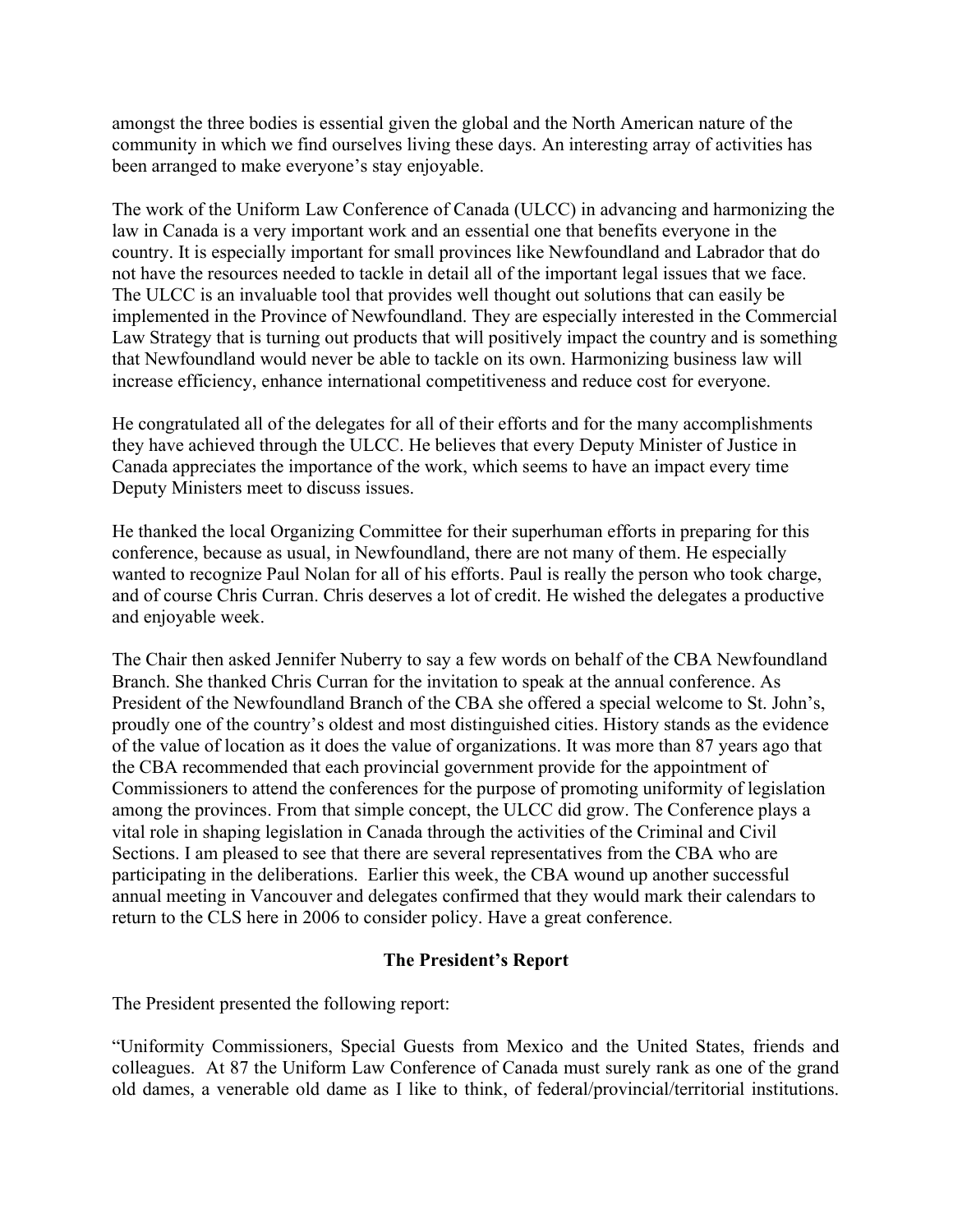amongst the three bodies is essential given the global and the North American nature of the community in which we find ourselves living these days. An interesting array of activities has been arranged to make everyone's stay enjoyable.

The work of the Uniform Law Conference of Canada (ULCC) in advancing and harmonizing the law in Canada is a very important work and an essential one that benefits everyone in the country. It is especially important for small provinces like Newfoundland and Labrador that do not have the resources needed to tackle in detail all of the important legal issues that we face. The ULCC is an invaluable tool that provides well thought out solutions that can easily be implemented in the Province of Newfoundland. They are especially interested in the Commercial Law Strategy that is turning out products that will positively impact the country and is something that Newfoundland would never be able to tackle on its own. Harmonizing business law will increase efficiency, enhance international competitiveness and reduce cost for everyone.

He congratulated all of the delegates for all of their efforts and for the many accomplishments they have achieved through the ULCC. He believes that every Deputy Minister of Justice in Canada appreciates the importance of the work, which seems to have an impact every time Deputy Ministers meet to discuss issues.

He thanked the local Organizing Committee for their superhuman efforts in preparing for this conference, because as usual, in Newfoundland, there are not many of them. He especially wanted to recognize Paul Nolan for all of his efforts. Paul is really the person who took charge, and of course Chris Curran. Chris deserves a lot of credit. He wished the delegates a productive and enjoyable week.

The Chair then asked Jennifer Nuberry to say a few words on behalf of the CBA Newfoundland Branch. She thanked Chris Curran for the invitation to speak at the annual conference. As President of the Newfoundland Branch of the CBA she offered a special welcome to St. John's, proudly one of the country's oldest and most distinguished cities. History stands as the evidence of the value of location as it does the value of organizations. It was more than 87 years ago that the CBA recommended that each provincial government provide for the appointment of Commissioners to attend the conferences for the purpose of promoting uniformity of legislation among the provinces. From that simple concept, the ULCC did grow. The Conference plays a vital role in shaping legislation in Canada through the activities of the Criminal and Civil Sections. I am pleased to see that there are several representatives from the CBA who are participating in the deliberations. Earlier this week, the CBA wound up another successful annual meeting in Vancouver and delegates confirmed that they would mark their calendars to return to the CLS here in 2006 to consider policy. Have a great conference.

## The President's Report

The President presented the following report:

"Uniformity Commissioners, Special Guests from Mexico and the United States, friends and colleagues. At 87 the Uniform Law Conference of Canada must surely rank as one of the grand old dames, a venerable old dame as I like to think, of federal/provincial/territorial institutions.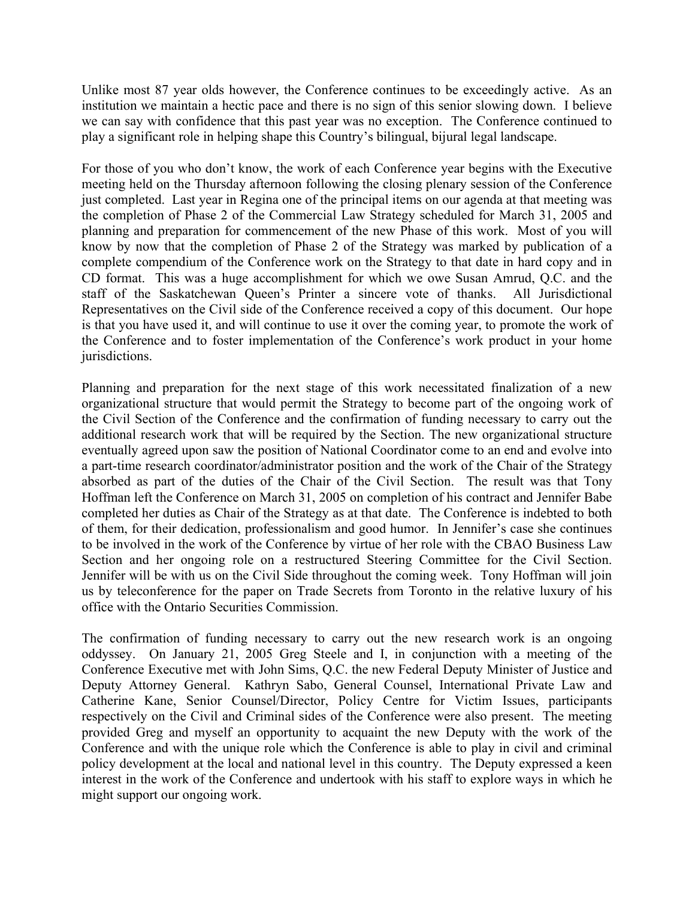Unlike most 87 year olds however, the Conference continues to be exceedingly active. As an institution we maintain a hectic pace and there is no sign of this senior slowing down. I believe we can say with confidence that this past year was no exception. The Conference continued to play a significant role in helping shape this Country's bilingual, bijural legal landscape.

For those of you who don't know, the work of each Conference year begins with the Executive meeting held on the Thursday afternoon following the closing plenary session of the Conference just completed. Last year in Regina one of the principal items on our agenda at that meeting was the completion of Phase 2 of the Commercial Law Strategy scheduled for March 31, 2005 and planning and preparation for commencement of the new Phase of this work. Most of you will know by now that the completion of Phase 2 of the Strategy was marked by publication of a complete compendium of the Conference work on the Strategy to that date in hard copy and in CD format. This was a huge accomplishment for which we owe Susan Amrud, Q.C. and the staff of the Saskatchewan Queen's Printer a sincere vote of thanks. All Jurisdictional Representatives on the Civil side of the Conference received a copy of this document. Our hope is that you have used it, and will continue to use it over the coming year, to promote the work of the Conference and to foster implementation of the Conference's work product in your home jurisdictions.

Planning and preparation for the next stage of this work necessitated finalization of a new organizational structure that would permit the Strategy to become part of the ongoing work of the Civil Section of the Conference and the confirmation of funding necessary to carry out the additional research work that will be required by the Section. The new organizational structure eventually agreed upon saw the position of National Coordinator come to an end and evolve into a part-time research coordinator/administrator position and the work of the Chair of the Strategy absorbed as part of the duties of the Chair of the Civil Section. The result was that Tony Hoffman left the Conference on March 31, 2005 on completion of his contract and Jennifer Babe completed her duties as Chair of the Strategy as at that date. The Conference is indebted to both of them, for their dedication, professionalism and good humor. In Jennifer's case she continues to be involved in the work of the Conference by virtue of her role with the CBAO Business Law Section and her ongoing role on a restructured Steering Committee for the Civil Section. Jennifer will be with us on the Civil Side throughout the coming week. Tony Hoffman will join us by teleconference for the paper on Trade Secrets from Toronto in the relative luxury of his office with the Ontario Securities Commission.

The confirmation of funding necessary to carry out the new research work is an ongoing oddyssey. On January 21, 2005 Greg Steele and I, in conjunction with a meeting of the Conference Executive met with John Sims, Q.C. the new Federal Deputy Minister of Justice and Deputy Attorney General. Kathryn Sabo, General Counsel, International Private Law and Catherine Kane, Senior Counsel/Director, Policy Centre for Victim Issues, participants respectively on the Civil and Criminal sides of the Conference were also present. The meeting provided Greg and myself an opportunity to acquaint the new Deputy with the work of the Conference and with the unique role which the Conference is able to play in civil and criminal policy development at the local and national level in this country. The Deputy expressed a keen interest in the work of the Conference and undertook with his staff to explore ways in which he might support our ongoing work.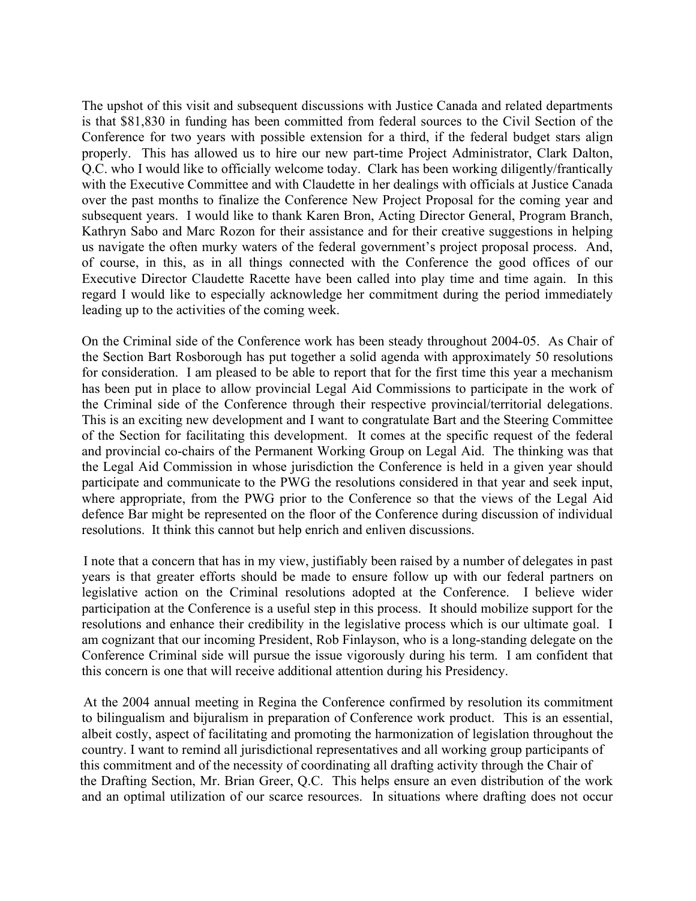The upshot of this visit and subsequent discussions with Justice Canada and related departments is that $81,830 in funding has been committed from federal sources to the Civil Section of the Conference for two years with possible extension for a third, if the federal budget stars align properly. This has allowed us to hire our new part-time Project Administrator, Clark Dalton, Q.C. who I would like to officially welcome today. Clark has been working diligently/frantically with the Executive Committee and with Claudette in her dealings with officials at Justice Canada over the past months to finalize the Conference New Project Proposal for the coming year and subsequent years. I would like to thank Karen Bron, Acting Director General, Program Branch, Kathryn Sabo and Marc Rozon for their assistance and for their creative suggestions in helping us navigate the often murky waters of the federal government's project proposal process. And, of course, in this, as in all things connected with the Conference the good offices of our Executive Director Claudette Racette have been called into play time and time again. In this regard I would like to especially acknowledge her commitment during the period immediately leading up to the activities of the coming week.

On the Criminal side of the Conference work has been steady throughout 2004-05. As Chair of the Section Bart Rosborough has put together a solid agenda with approximately 50 resolutions for consideration. I am pleased to be able to report that for the first time this year a mechanism has been put in place to allow provincial Legal Aid Commissions to participate in the work of the Criminal side of the Conference through their respective provincial/territorial delegations. This is an exciting new development and I want to congratulate Bart and the Steering Committee of the Section for facilitating this development. It comes at the specific request of the federal and provincial co-chairs of the Permanent Working Group on Legal Aid. The thinking was that the Legal Aid Commission in whose jurisdiction the Conference is held in a given year should participate and communicate to the PWG the resolutions considered in that year and seek input, where appropriate, from the PWG prior to the Conference so that the views of the Legal Aid defence Bar might be represented on the floor of the Conference during discussion of individual resolutions. It think this cannot but help enrich and enliven discussions.

I note that a concern that has in my view, justifiably been raised by a number of delegates in past years is that greater efforts should be made to ensure follow up with our federal partners on legislative action on the Criminal resolutions adopted at the Conference. I believe wider participation at the Conference is a useful step in this process. It should mobilize support for the resolutions and enhance their credibility in the legislative process which is our ultimate goal. I am cognizant that our incoming President, Rob Finlayson, who is a long-standing delegate on the Conference Criminal side will pursue the issue vigorously during his term. I am confident that this concern is one that will receive additional attention during his Presidency.

At the 2004 annual meeting in Regina the Conference confirmed by resolution its commitment to bilingualism and bijuralism in preparation of Conference work product. This is an essential, albeit costly, aspect of facilitating and promoting the harmonization of legislation throughout the country. I want to remind all jurisdictional representatives and all working group participants of this commitment and of the necessity of coordinating all drafting activity through the Chair of the Drafting Section, Mr. Brian Greer, Q.C. This helps ensure an even distribution of the work and an optimal utilization of our scarce resources. In situations where drafting does not occur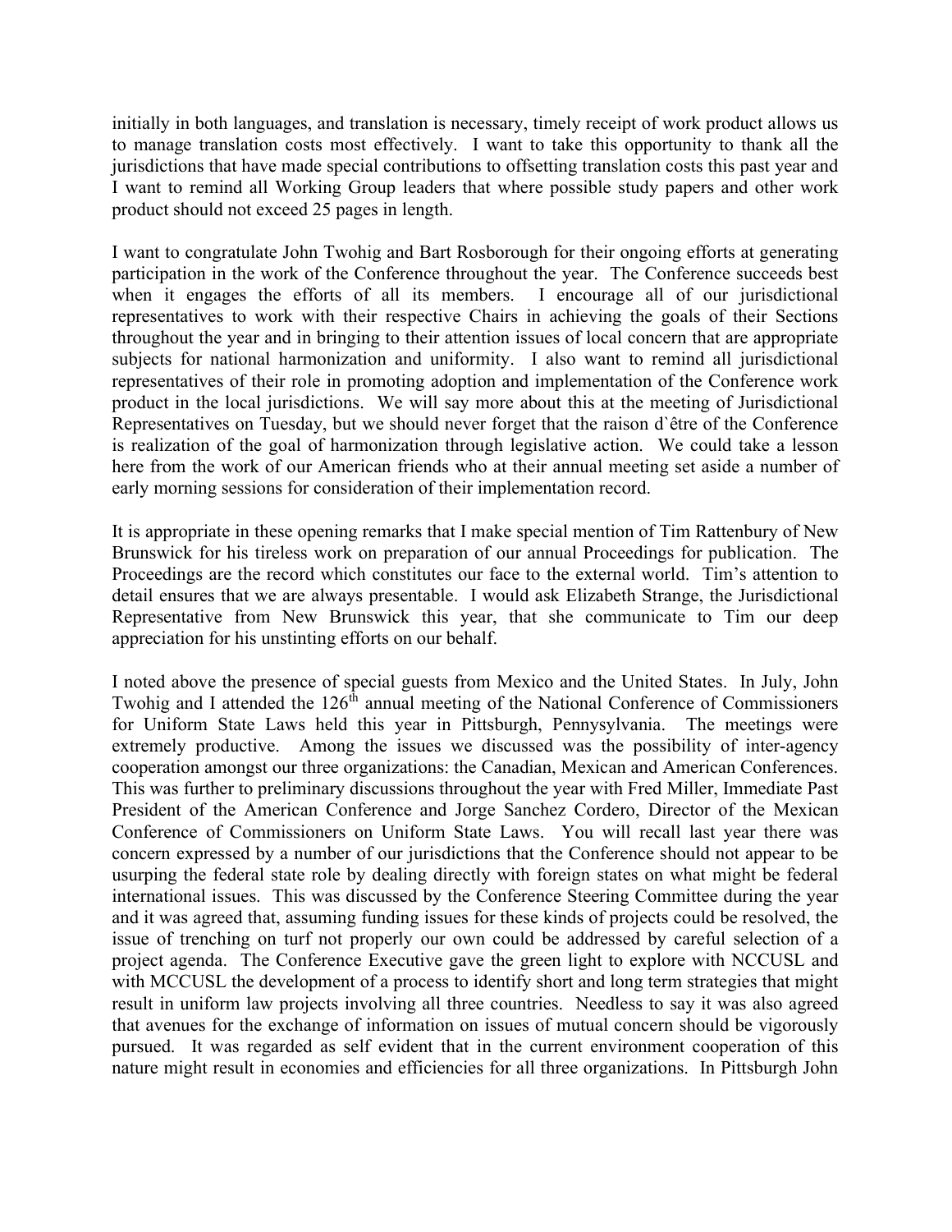initially in both languages, and translation is necessary, timely receipt of work product allows us to manage translation costs most effectively. I want to take this opportunity to thank all the jurisdictions that have made special contributions to offsetting translation costs this past year and I want to remind all Working Group leaders that where possible study papers and other work product should not exceed 25 pages in length.

I want to congratulate John Twohig and Bart Rosborough for their ongoing efforts at generating participation in the work of the Conference throughout the year. The Conference succeeds best when it engages the efforts of all its members. I encourage all of our jurisdictional representatives to work with their respective Chairs in achieving the goals of their Sections throughout the year and in bringing to their attention issues of local concern that are appropriate subjects for national harmonization and uniformity. I also want to remind all jurisdictional representatives of their role in promoting adoption and implementation of the Conference work product in the local jurisdictions. We will say more about this at the meeting of Jurisdictional Representatives on Tuesday, but we should never forget that the raison d`être of the Conference is realization of the goal of harmonization through legislative action. We could take a lesson here from the work of our American friends who at their annual meeting set aside a number of early morning sessions for consideration of their implementation record.

It is appropriate in these opening remarks that I make special mention of Tim Rattenbury of New Brunswick for his tireless work on preparation of our annual Proceedings for publication. The Proceedings are the record which constitutes our face to the external world. Tim's attention to detail ensures that we are always presentable. I would ask Elizabeth Strange, the Jurisdictional Representative from New Brunswick this year, that she communicate to Tim our deep appreciation for his unstinting efforts on our behalf.

I noted above the presence of special guests from Mexico and the United States. In July, John Twohig and I attended the 126th annual meeting of the National Conference of Commissioners for Uniform State Laws held this year in Pittsburgh, Pennysylvania. The meetings were extremely productive. Among the issues we discussed was the possibility of inter-agency cooperation amongst our three organizations: the Canadian, Mexican and American Conferences. This was further to preliminary discussions throughout the year with Fred Miller, Immediate Past President of the American Conference and Jorge Sanchez Cordero, Director of the Mexican Conference of Commissioners on Uniform State Laws. You will recall last year there was concern expressed by a number of our jurisdictions that the Conference should not appear to be usurping the federal state role by dealing directly with foreign states on what might be federal international issues. This was discussed by the Conference Steering Committee during the year and it was agreed that, assuming funding issues for these kinds of projects could be resolved, the issue of trenching on turf not properly our own could be addressed by careful selection of a project agenda. The Conference Executive gave the green light to explore with NCCUSL and with MCCUSL the development of a process to identify short and long term strategies that might result in uniform law projects involving all three countries. Needless to say it was also agreed that avenues for the exchange of information on issues of mutual concern should be vigorously pursued. It was regarded as self evident that in the current environment cooperation of this nature might result in economies and efficiencies for all three organizations. In Pittsburgh John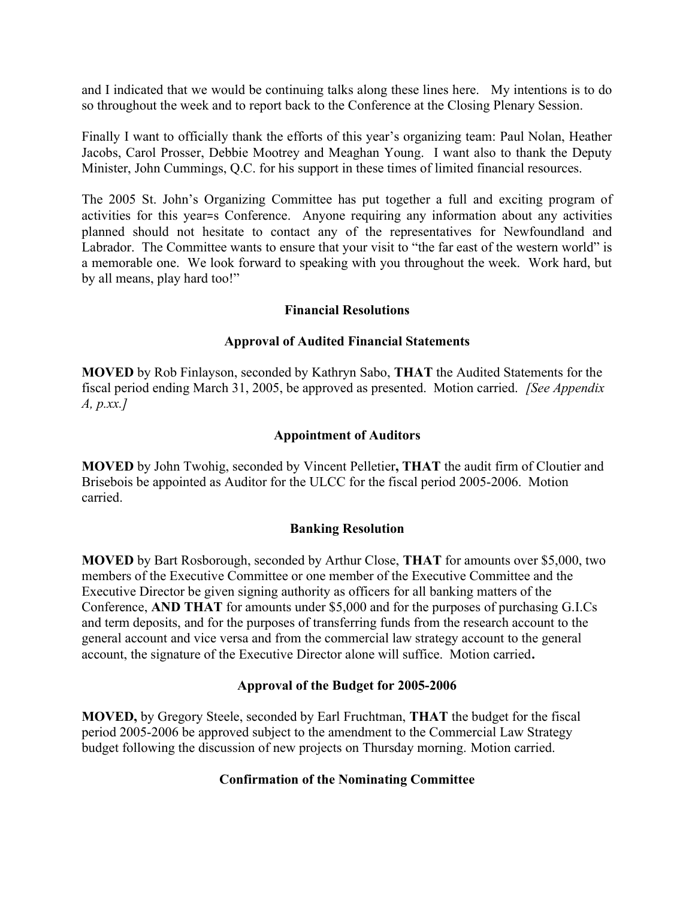and I indicated that we would be continuing talks along these lines here. My intentions is to do so throughout the week and to report back to the Conference at the Closing Plenary Session.

Finally I want to officially thank the efforts of this year's organizing team: Paul Nolan, Heather Jacobs, Carol Prosser, Debbie Mootrey and Meaghan Young. I want also to thank the Deputy Minister, John Cummings, Q.C. for his support in these times of limited financial resources.

The 2005 St. John's Organizing Committee has put together a full and exciting program of activities for this year=s Conference. Anyone requiring any information about any activities planned should not hesitate to contact any of the representatives for Newfoundland and Labrador. The Committee wants to ensure that your visit to "the far east of the western world" is a memorable one. We look forward to speaking with you throughout the week. Work hard, but by all means, play hard too!"

### Financial Resolutions

#### Approval of Audited Financial Statements

**MOVED** by Rob Finlayson, seconded by Kathryn Sabo, **THAT** the Audited Statements for the fiscal period ending March 31, 2005, be approved as presented. Motion carried. *[See Appendix A, p.xx.]*

#### Appointment of Auditors

**MOVED** by John Twohig, seconded by Vincent Pelletier**, THAT** the audit firm of Cloutier and Brisebois be appointed as Auditor for the ULCC for the fiscal period 2005-2006. Motion carried.

#### Banking Resolution

**MOVED** by Bart Rosborough, seconded by Arthur Close, **THAT** for amounts over $5,000, two members of the Executive Committee or one member of the Executive Committee and the Executive Director be given signing authority as officers for all banking matters of the Conference, **AND THAT** for amounts under $5,000 and for the purposes of purchasing G.I.Cs and term deposits, and for the purposes of transferring funds from the research account to the general account and vice versa and from the commercial law strategy account to the general account, the signature of the Executive Director alone will suffice. Motion carried**.**

#### Approval of the Budget for 2005-2006

**MOVED,** by Gregory Steele, seconded by Earl Fruchtman, **THAT** the budget for the fiscal period 2005-2006 be approved subject to the amendment to the Commercial Law Strategy budget following the discussion of new projects on Thursday morning. Motion carried.

#### Confirmation of the Nominating Committee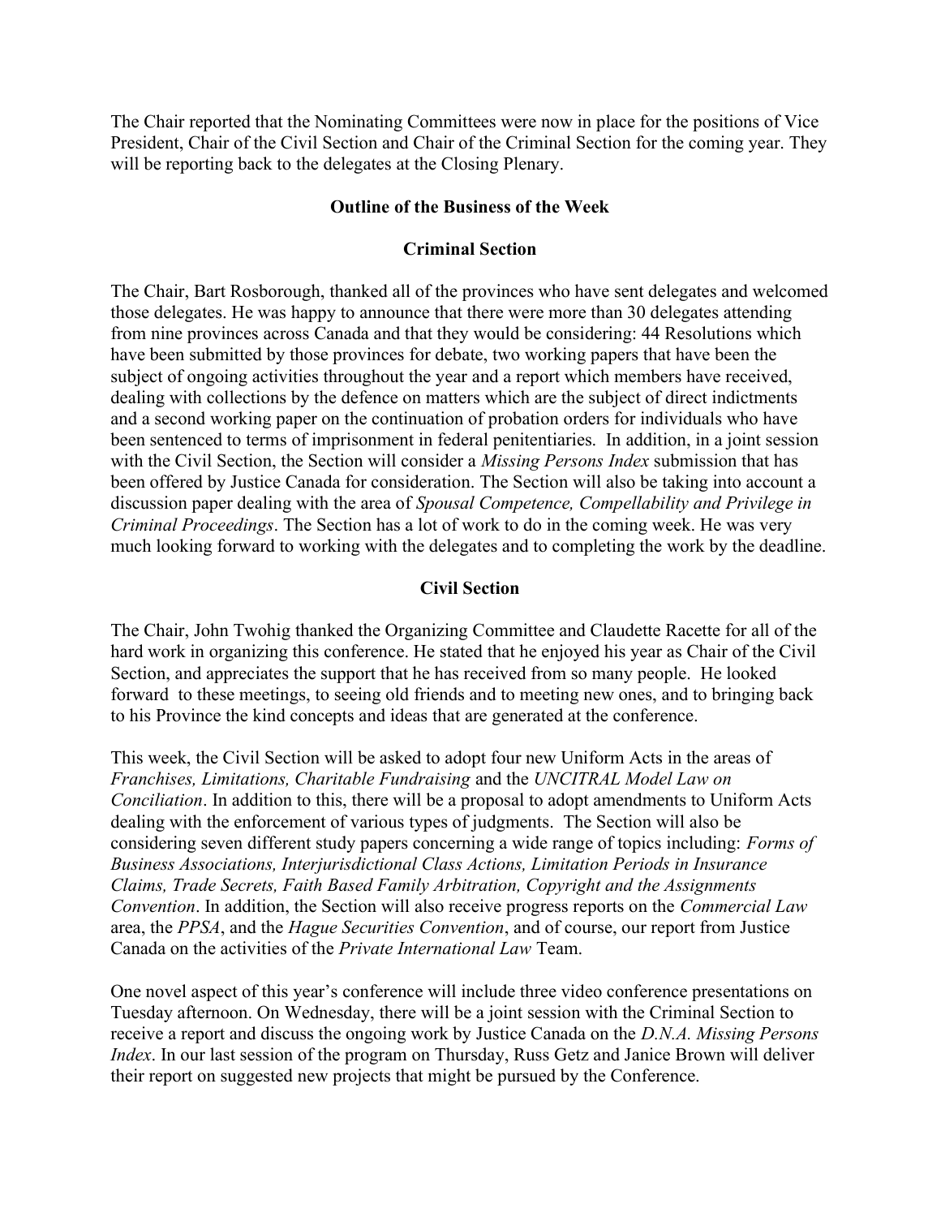The Chair reported that the Nominating Committees were now in place for the positions of Vice President, Chair of the Civil Section and Chair of the Criminal Section for the coming year. They will be reporting back to the delegates at the Closing Plenary.

## Outline of the Business of the Week

### Criminal Section

The Chair, Bart Rosborough, thanked all of the provinces who have sent delegates and welcomed those delegates. He was happy to announce that there were more than 30 delegates attending from nine provinces across Canada and that they would be considering: 44 Resolutions which have been submitted by those provinces for debate, two working papers that have been the subject of ongoing activities throughout the year and a report which members have received, dealing with collections by the defence on matters which are the subject of direct indictments and a second working paper on the continuation of probation orders for individuals who have been sentenced to terms of imprisonment in federal penitentiaries. In addition, in a joint session with the Civil Section, the Section will consider a *Missing Persons Index* submission that has been offered by Justice Canada for consideration. The Section will also be taking into account a discussion paper dealing with the area of *Spousal Competence, Compellability and Privilege in Criminal Proceedings*. The Section has a lot of work to do in the coming week. He was very much looking forward to working with the delegates and to completing the work by the deadline.

### Civil Section

The Chair, John Twohig thanked the Organizing Committee and Claudette Racette for all of the hard work in organizing this conference. He stated that he enjoyed his year as Chair of the Civil Section, and appreciates the support that he has received from so many people. He looked forward to these meetings, to seeing old friends and to meeting new ones, and to bringing back to his Province the kind concepts and ideas that are generated at the conference.

This week, the Civil Section will be asked to adopt four new Uniform Acts in the areas of *Franchises, Limitations, Charitable Fundraising* and the *UNCITRAL Model Law on Conciliation*. In addition to this, there will be a proposal to adopt amendments to Uniform Acts dealing with the enforcement of various types of judgments. The Section will also be considering seven different study papers concerning a wide range of topics including: *Forms of Business Associations, Interjurisdictional Class Actions, Limitation Periods in Insurance Claims, Trade Secrets, Faith Based Family Arbitration, Copyright and the Assignments Convention*. In addition, the Section will also receive progress reports on the *Commercial Law* area, the *PPSA*, and the *Hague Securities Convention*, and of course, our report from Justice Canada on the activities of the *Private International Law* Team.

One novel aspect of this year's conference will include three video conference presentations on Tuesday afternoon. On Wednesday, there will be a joint session with the Criminal Section to receive a report and discuss the ongoing work by Justice Canada on the *D.N.A. Missing Persons Index*. In our last session of the program on Thursday, Russ Getz and Janice Brown will deliver their report on suggested new projects that might be pursued by the Conference.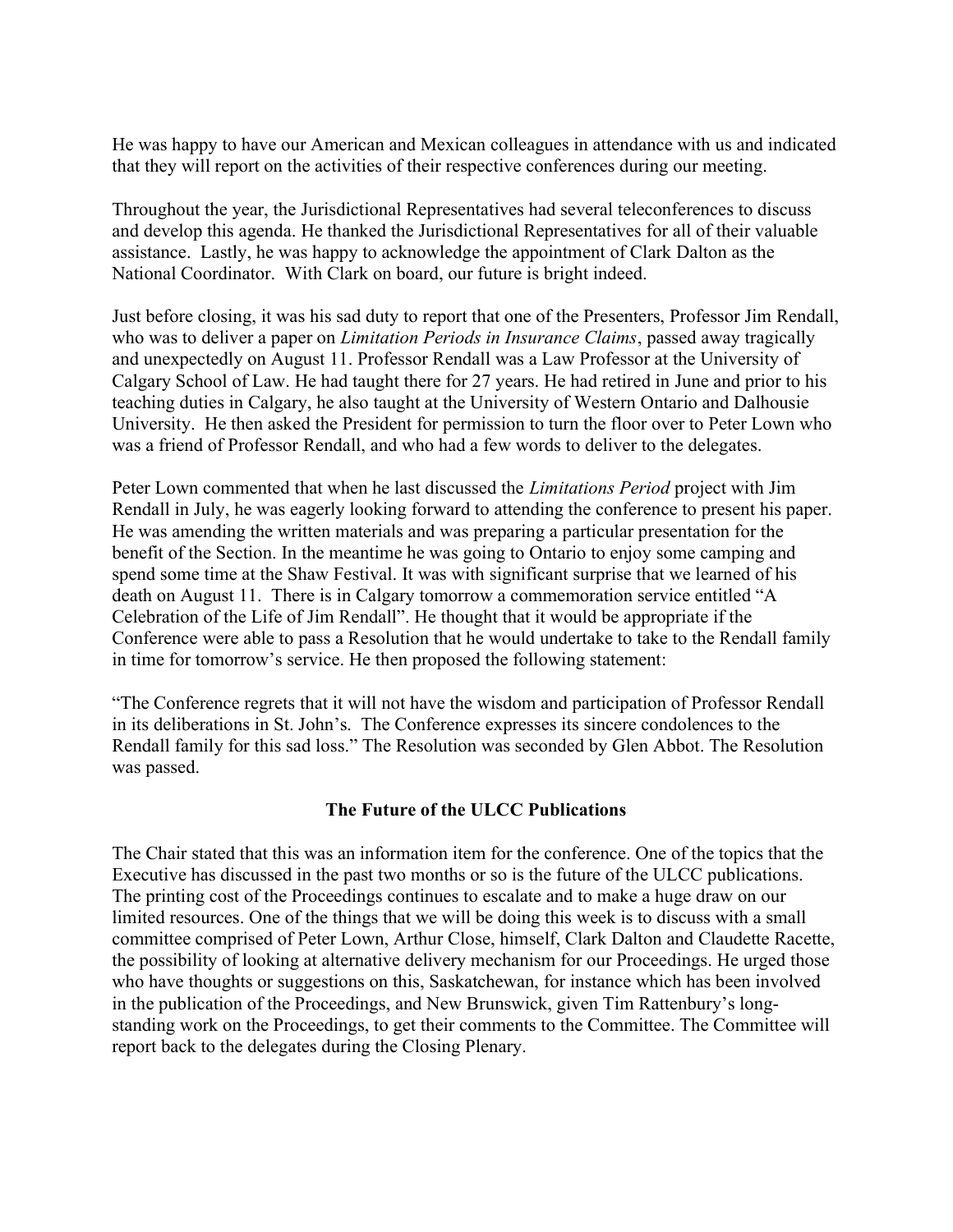He was happy to have our American and Mexican colleagues in attendance with us and indicated that they will report on the activities of their respective conferences during our meeting.

Throughout the year, the Jurisdictional Representatives had several teleconferences to discuss and develop this agenda. He thanked the Jurisdictional Representatives for all of their valuable assistance. Lastly, he was happy to acknowledge the appointment of Clark Dalton as the National Coordinator. With Clark on board, our future is bright indeed.

Just before closing, it was his sad duty to report that one of the Presenters, Professor Jim Rendall, who was to deliver a paper on *Limitation Periods in Insurance Claims*, passed away tragically and unexpectedly on August 11. Professor Rendall was a Law Professor at the University of Calgary School of Law. He had taught there for 27 years. He had retired in June and prior to his teaching duties in Calgary, he also taught at the University of Western Ontario and Dalhousie University. He then asked the President for permission to turn the floor over to Peter Lown who was a friend of Professor Rendall, and who had a few words to deliver to the delegates.

Peter Lown commented that when he last discussed the *Limitations Period* project with Jim Rendall in July, he was eagerly looking forward to attending the conference to present his paper. He was amending the written materials and was preparing a particular presentation for the benefit of the Section. In the meantime he was going to Ontario to enjoy some camping and spend some time at the Shaw Festival. It was with significant surprise that we learned of his death on August 11. There is in Calgary tomorrow a commemoration service entitled "A Celebration of the Life of Jim Rendall". He thought that it would be appropriate if the Conference were able to pass a Resolution that he would undertake to take to the Rendall family in time for tomorrow's service. He then proposed the following statement:

"The Conference regrets that it will not have the wisdom and participation of Professor Rendall in its deliberations in St. John's. The Conference expresses its sincere condolences to the Rendall family for this sad loss." The Resolution was seconded by Glen Abbot. The Resolution was passed.

## The Future of the ULCC Publications

The Chair stated that this was an information item for the conference. One of the topics that the Executive has discussed in the past two months or so is the future of the ULCC publications. The printing cost of the Proceedings continues to escalate and to make a huge draw on our limited resources. One of the things that we will be doing this week is to discuss with a small committee comprised of Peter Lown, Arthur Close, himself, Clark Dalton and Claudette Racette, the possibility of looking at alternative delivery mechanism for our Proceedings. He urged those who have thoughts or suggestions on this, Saskatchewan, for instance which has been involved in the publication of the Proceedings, and New Brunswick, given Tim Rattenbury's long-standing work on the Proceedings, to get their comments to the Committee. The Committee will report back to the delegates during the Closing Plenary.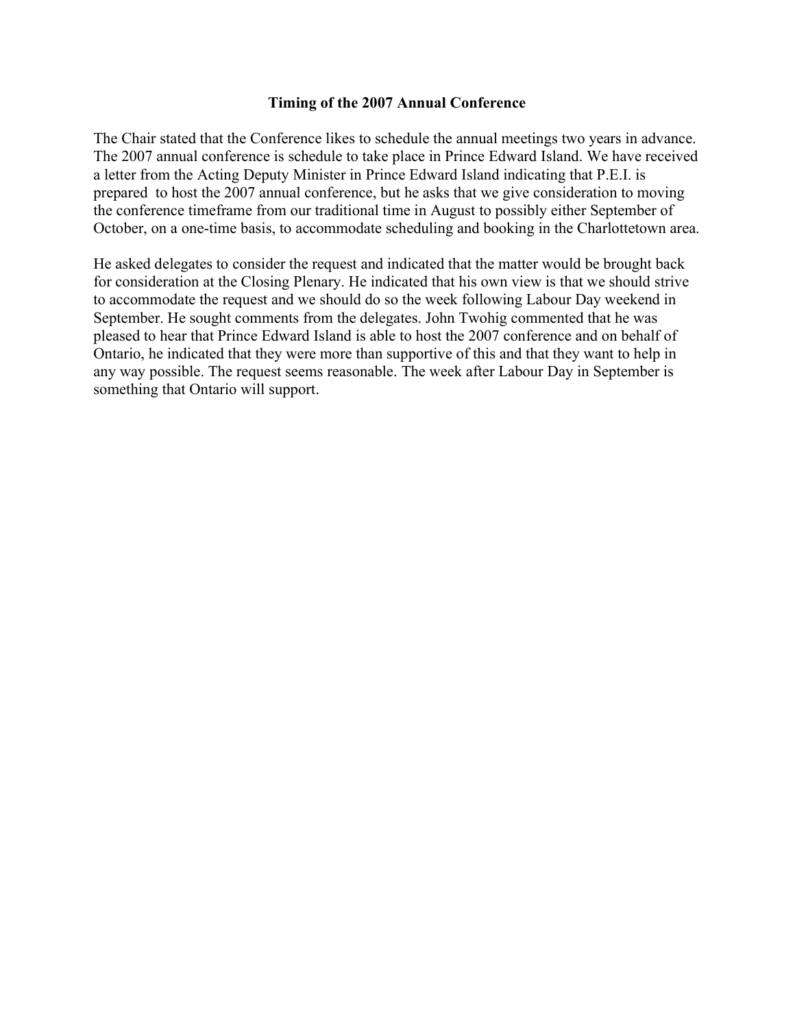## Timing of the 2007 Annual Conference

The Chair stated that the Conference likes to schedule the annual meetings two years in advance. The 2007 annual conference is schedule to take place in Prince Edward Island. We have received a letter from the Acting Deputy Minister in Prince Edward Island indicating that P.E.I. is prepared to host the 2007 annual conference, but he asks that we give consideration to moving the conference timeframe from our traditional time in August to possibly either September of October, on a one-time basis, to accommodate scheduling and booking in the Charlottetown area.

He asked delegates to consider the request and indicated that the matter would be brought back for consideration at the Closing Plenary. He indicated that his own view is that we should strive to accommodate the request and we should do so the week following Labour Day weekend in September. He sought comments from the delegates. John Twohig commented that he was pleased to hear that Prince Edward Island is able to host the 2007 conference and on behalf of Ontario, he indicated that they were more than supportive of this and that they want to help in any way possible. The request seems reasonable. The week after Labour Day in September is something that Ontario will support.